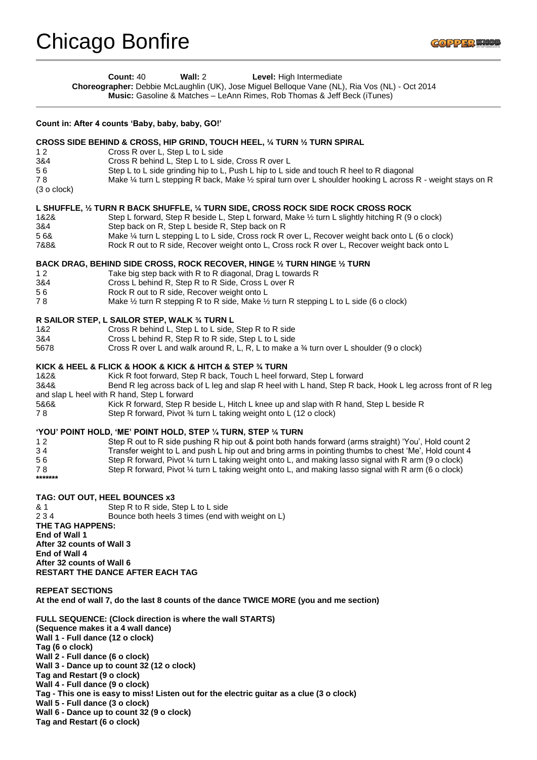# Chicago Bonfire

**Count:** 40 **Wall:** 2 **Level:** High Intermediate
**Choreographer:** Debbie McLaughlin (UK), Jose Miguel Belloque Vane (NL), Ria Vos (NL) - Oct 2014
**Music:** Gasoline & Matches – LeAnn Rimes, Rob Thomas & Jeff Beck (iTunes)

---

**Count in: After 4 counts 'Baby, baby, baby, GO!'**

**CROSS SIDE BEHIND & CROSS, HIP GRIND, TOUCH HEEL, ¼ TURN ½ TURN SPIRAL**

1 2 Cross R over L, Step L to L side
3&4 Cross R behind L, Step L to L side, Cross R over L
5 6 Step L to L side grinding hip to L, Push L hip to L side and touch R heel to R diagonal
7 8 Make ¼ turn L stepping R back, Make ½ spiral turn over L shoulder hooking L across R - weight stays on R (3 o clock)

**L SHUFFLE, ½ TURN R BACK SHUFFLE, ¼ TURN SIDE, CROSS ROCK SIDE ROCK CROSS ROCK**

1&2& Step L forward, Step R beside L, Step L forward, Make ½ turn L slightly hitching R (9 o clock)
3&4 Step back on R, Step L beside R, Step back on R
5 6& Make ¼ turn L stepping L to L side, Cross rock R over L, Recover weight back onto L (6 o clock)
7&8& Rock R out to R side, Recover weight onto L, Cross rock R over L, Recover weight back onto L

**BACK DRAG, BEHIND SIDE CROSS, ROCK RECOVER, HINGE ½ TURN HINGE ½ TURN**

1 2 Take big step back with R to R diagonal, Drag L towards R
3&4 Cross L behind R, Step R to R Side, Cross L over R
5 6 Rock R out to R side, Recover weight onto L
7 8 Make ½ turn R stepping R to R side, Make ½ turn R stepping L to L side (6 o clock)

**R SAILOR STEP, L SAILOR STEP, WALK ¾ TURN L**

1&2 Cross R behind L, Step L to L side, Step R to R side
3&4 Cross L behind R, Step R to R side, Step L to L side
5678 Cross R over L and walk around R, L, R, L to make a ¾ turn over L shoulder (9 o clock)

**KICK & HEEL & FLICK & HOOK & KICK & HITCH & STEP ¾ TURN**

1&2& Kick R foot forward, Step R back, Touch L heel forward, Step L forward
3&4& Bend R leg across back of L leg and slap R heel with L hand, Step R back, Hook L leg across front of R leg and slap L heel with R hand, Step L forward
5&6& Kick R forward, Step R beside L, Hitch L knee up and slap with R hand, Step L beside R
7 8 Step R forward, Pivot ¾ turn L taking weight onto L (12 o clock)

**'YOU' POINT HOLD, 'ME' POINT HOLD, STEP ¼ TURN, STEP ¼ TURN**

1 2 Step R out to R side pushing R hip out & point both hands forward (arms straight) 'You', Hold count 2
3 4 Transfer weight to L and push L hip out and bring arms in pointing thumbs to chest 'Me', Hold count 4
5 6 Step R forward, Pivot ¼ turn L taking weight onto L, and making lasso signal with R arm (9 o clock)
7 8 Step R forward, Pivot ¼ turn L taking weight onto L, and making lasso signal with R arm (6 o clock)

*******

**TAG: OUT OUT, HEEL BOUNCES x3**

& 1 Step R to R side, Step L to L side
2 3 4 Bounce both heels 3 times (end with weight on L)

**THE TAG HAPPENS:**
**End of Wall 1**
**After 32 counts of Wall 3**
**End of Wall 4**
**After 32 counts of Wall 6**
**RESTART THE DANCE AFTER EACH TAG**

**REPEAT SECTIONS**
**At the end of wall 7, do the last 8 counts of the dance TWICE MORE (you and me section)**

**FULL SEQUENCE: (Clock direction is where the wall STARTS)**
**(Sequence makes it a 4 wall dance)**
**Wall 1 - Full dance (12 o clock)**
**Tag (6 o clock)**
**Wall 2 - Full dance (6 o clock)**
**Wall 3 - Dance up to count 32 (12 o clock)**
**Tag and Restart (9 o clock)**
**Wall 4 - Full dance (9 o clock)**
**Tag - This one is easy to miss! Listen out for the electric guitar as a clue (3 o clock)**
**Wall 5 - Full dance (3 o clock)**
**Wall 6 - Dance up to count 32 (9 o clock)**
**Tag and Restart (6 o clock)**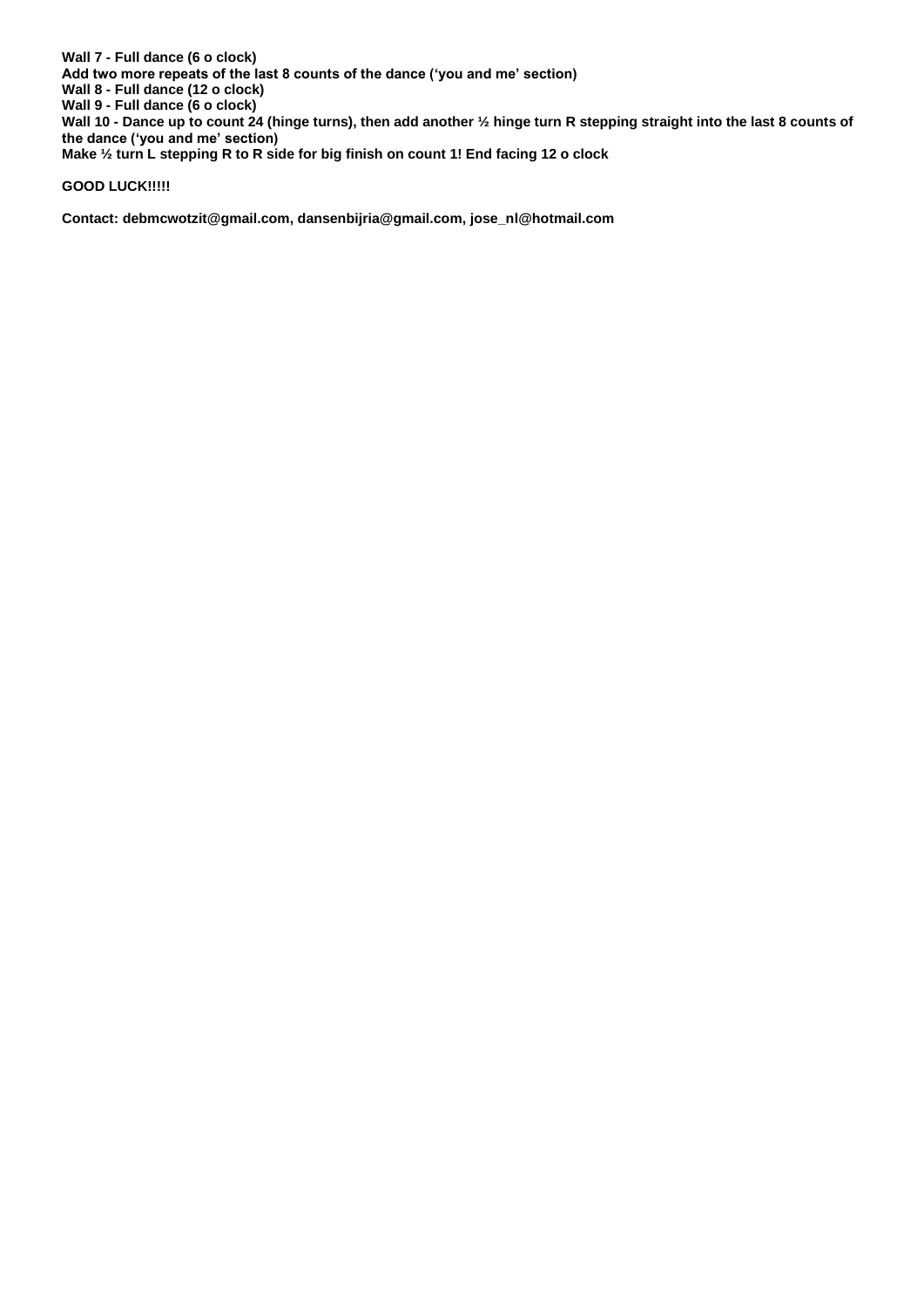**Wall 7 - Full dance (6 o clock)**
**Add two more repeats of the last 8 counts of the dance ('you and me' section)**
**Wall 8 - Full dance (12 o clock)**
**Wall 9 - Full dance (6 o clock)**
**Wall 10 - Dance up to count 24 (hinge turns), then add another ½ hinge turn R stepping straight into the last 8 counts of the dance ('you and me' section)**
**Make ½ turn L stepping R to R side for big finish on count 1! End facing 12 o clock**

**GOOD LUCK!!!!!**

**Contact: debmcwotzit@gmail.com, dansenbijria@gmail.com, jose_nl@hotmail.com**